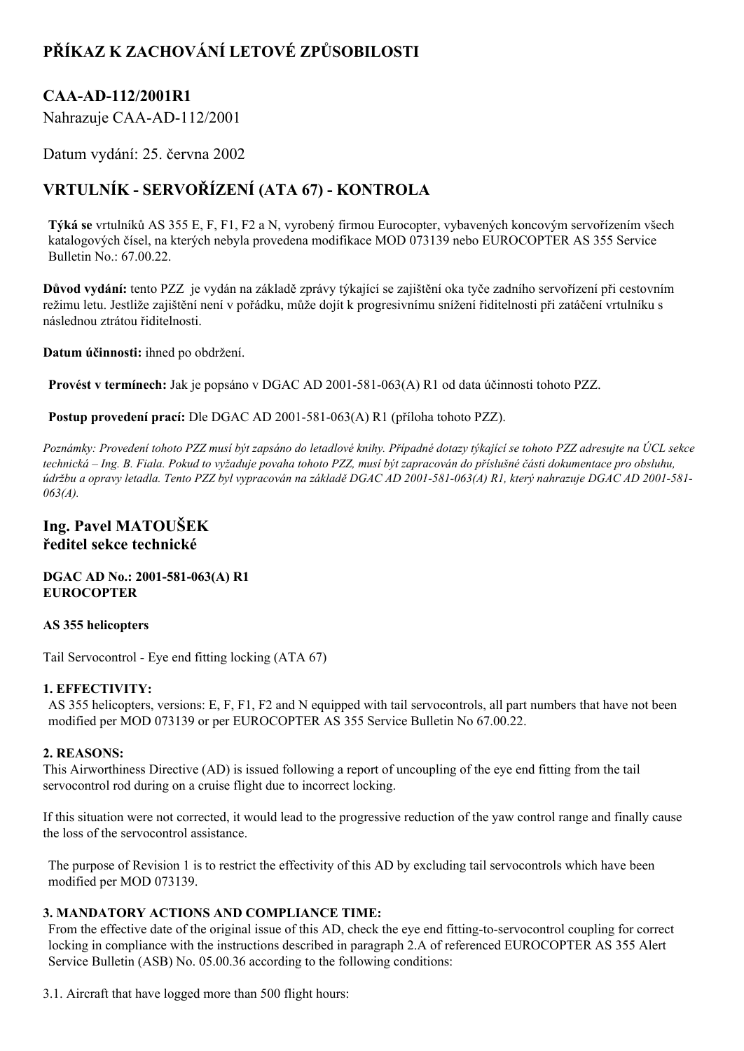# PŘÍKAZ K ZACHOVÁNÍ LETOVÉ ZPŮSOBILOSTI

## CAA-AD-112/2001R1

Nahrazuje CAA-AD-112/2001

Datum vydání: 25. června 2002

## VRTULNÍK - SERVOŘÍZENÍ (ATA 67) - KONTROLA

**Týká se** vrtulníků AS 355 E, F, F1, F2 a N, vyrobený firmou Eurocopter, vybavených koncovým servořízením všech katalogových čísel, na kterých nebyla provedena modifikace MOD 073139 nebo EUROCOPTER AS 355 Service Bulletin No.: 67.00.22.

**Důvod vydání:** tento PZZ je vydán na základě zprávy týkající se zajištění oka tyče zadního servořízení při cestovním režimu letu. Jestliže zajištění není v pořádku, může dojít k progresivnímu snížení řiditelnosti při zatáčení vrtulníku s následnou ztrátou řiditelnosti.

**Datum účinnosti:** ihned po obdržení.

**Provést v termínech:** Jak je popsáno v DGAC AD 2001-581-063(A) R1 od data účinnosti tohoto PZZ.

**Postup provedení prací:** Dle DGAC AD 2001-581-063(A) R1 (příloha tohoto PZZ).

*Poznámky: Provedení tohoto PZZ musí být zapsáno do letadlové knihy. Případné dotazy týkající se tohoto PZZ adresujte na ÚCL sekce technická – Ing. B. Fiala. Pokud to vyžaduje povaha tohoto PZZ, musí být zapracován do příslušné části dokumentace pro obsluhu, údržbu a opravy letadla. Tento PZZ byl vypracován na základě DGAC AD 2001-581-063(A) R1, který nahrazuje DGAC AD 2001-581-063(A).*

### Ing. Pavel MATOUŠEK
### ředitel sekce technické

**DGAC AD No.: 2001-581-063(A) R1**
**EUROCOPTER**

**AS 355 helicopters**

Tail Servocontrol - Eye end fitting locking (ATA 67)

**1. EFFECTIVITY:**

AS 355 helicopters, versions: E, F, F1, F2 and N equipped with tail servocontrols, all part numbers that have not been modified per MOD 073139 or per EUROCOPTER AS 355 Service Bulletin No 67.00.22.

**2. REASONS:**

This Airworthiness Directive (AD) is issued following a report of uncoupling of the eye end fitting from the tail servocontrol rod during on a cruise flight due to incorrect locking.

If this situation were not corrected, it would lead to the progressive reduction of the yaw control range and finally cause the loss of the servocontrol assistance.

The purpose of Revision 1 is to restrict the effectivity of this AD by excluding tail servocontrols which have been modified per MOD 073139.

**3. MANDATORY ACTIONS AND COMPLIANCE TIME:**

From the effective date of the original issue of this AD, check the eye end fitting-to-servocontrol coupling for correct locking in compliance with the instructions described in paragraph 2.A of referenced EUROCOPTER AS 355 Alert Service Bulletin (ASB) No. 05.00.36 according to the following conditions:

3.1. Aircraft that have logged more than 500 flight hours: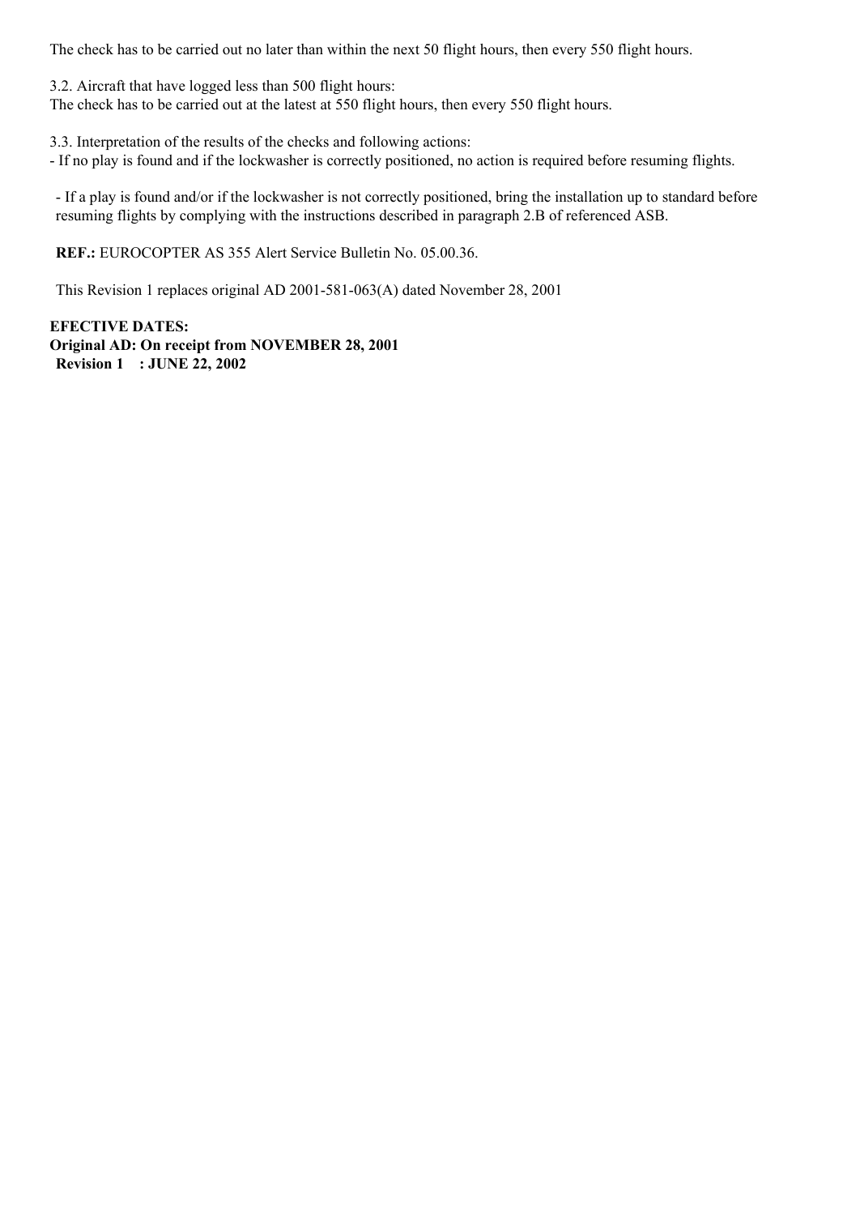The check has to be carried out no later than within the next 50 flight hours, then every 550 flight hours.

3.2. Aircraft that have logged less than 500 flight hours:
The check has to be carried out at the latest at 550 flight hours, then every 550 flight hours.

3.3. Interpretation of the results of the checks and following actions:
- If no play is found and if the lockwasher is correctly positioned, no action is required before resuming flights.

- If a play is found and/or if the lockwasher is not correctly positioned, bring the installation up to standard before resuming flights by complying with the instructions described in paragraph 2.B of referenced ASB.

**REF.:** EUROCOPTER AS 355 Alert Service Bulletin No. 05.00.36.

This Revision 1 replaces original AD 2001-581-063(A) dated November 28, 2001

**EFECTIVE DATES:**
**Original AD: On receipt from NOVEMBER 28, 2001**
**Revision 1 : JUNE 22, 2002**